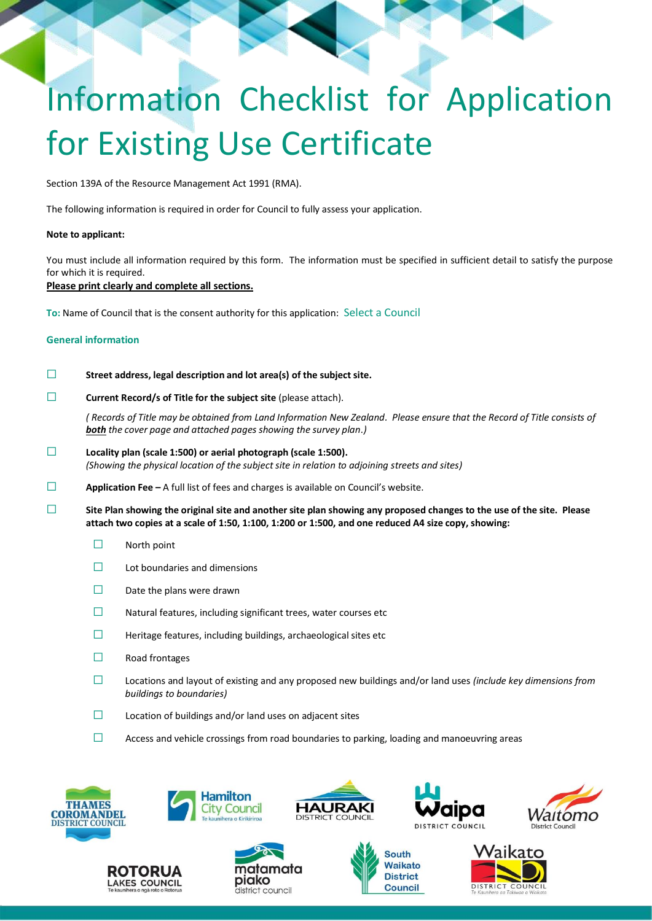# Information Checklist for Application for Existing Use Certificate

Section 139A of the Resource Management Act 1991 (RMA).

The following information is required in order for Council to fully assess your application.

**Note to applicant:**

You must include all information required by this form. The information must be specified in sufficient detail to satisfy the purpose for which it is required.

**Please print clearly and complete all sections.**

**To:** Name of Council that is the consent authority for this application: Select a Council

## General information

- ☐ **Street address, legal description and lot area(s) of the subject site.**
- ☐ **Current Record/s of Title for the subject site** (please attach).

  *( Records of Title may be obtained from Land Information New Zealand. Please ensure that the Record of Title consists of* ***both*** *the cover page and attached pages showing the survey plan.)*
- ☐ **Locality plan (scale 1:500) or aerial photograph (scale 1:500).**
  *(Showing the physical location of the subject site in relation to adjoining streets and sites)*
- ☐ **Application Fee –** A full list of fees and charges is available on Council's website.
- ☐ **Site Plan showing the original site and another site plan showing any proposed changes to the use of the site. Please attach two copies at a scale of 1:50, 1:100, 1:200 or 1:500, and one reduced A4 size copy, showing:**
  - ☐ North point
  - ☐ Lot boundaries and dimensions
  - ☐ Date the plans were drawn
  - ☐ Natural features, including significant trees, water courses etc
  - ☐ Heritage features, including buildings, archaeological sites etc
  - ☐ Road frontages
  - ☐ Locations and layout of existing and any proposed new buildings and/or land uses *(include key dimensions from buildings to boundaries)*
  - ☐ Location of buildings and/or land uses on adjacent sites
  - ☐ Access and vehicle crossings from road boundaries to parking, loading and manoeuvring areas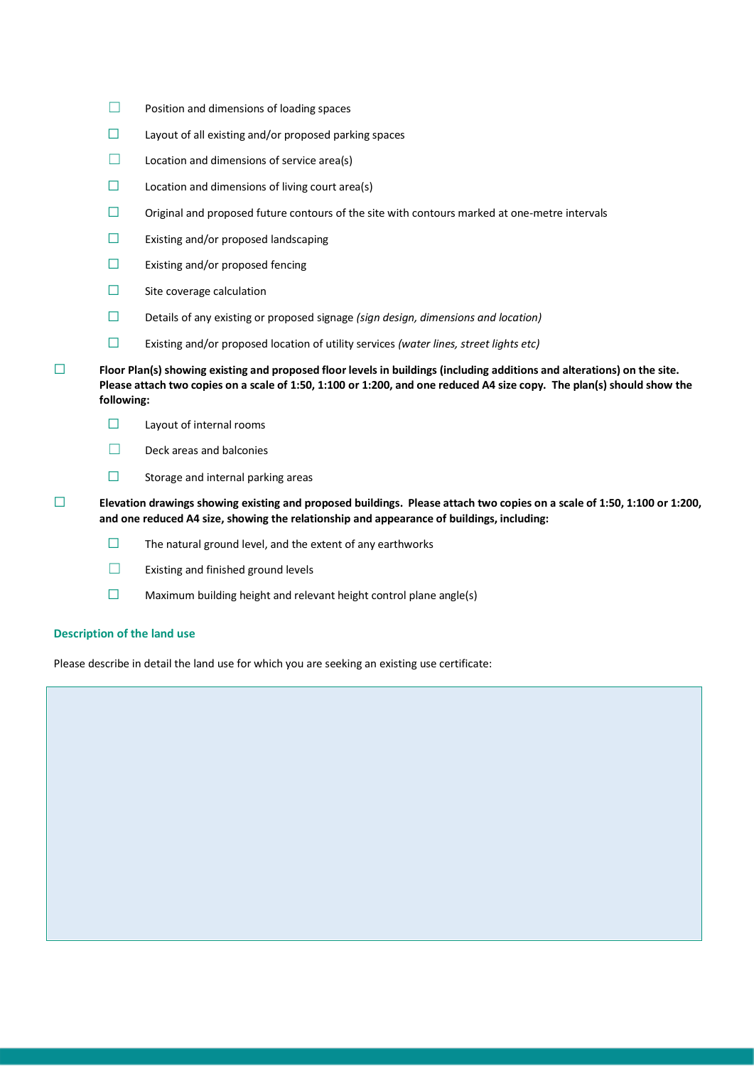- ☐ Position and dimensions of loading spaces
- ☐ Layout of all existing and/or proposed parking spaces
- ☐ Location and dimensions of service area(s)
- ☐ Location and dimensions of living court area(s)
- ☐ Original and proposed future contours of the site with contours marked at one-metre intervals
- ☐ Existing and/or proposed landscaping
- ☐ Existing and/or proposed fencing
- ☐ Site coverage calculation
- ☐ Details of any existing or proposed signage *(sign design, dimensions and location)*
- ☐ Existing and/or proposed location of utility services *(water lines, street lights etc)*

☐ **Floor Plan(s) showing existing and proposed floor levels in buildings (including additions and alterations) on the site. Please attach two copies on a scale of 1:50, 1:100 or 1:200, and one reduced A4 size copy. The plan(s) should show the following:**

- ☐ Layout of internal rooms
- ☐ Deck areas and balconies
- ☐ Storage and internal parking areas

☐ **Elevation drawings showing existing and proposed buildings. Please attach two copies on a scale of 1:50, 1:100 or 1:200, and one reduced A4 size, showing the relationship and appearance of buildings, including:**

- ☐ The natural ground level, and the extent of any earthworks
- ☐ Existing and finished ground levels
- ☐ Maximum building height and relevant height control plane angle(s)

## Description of the land use

Please describe in detail the land use for which you are seeking an existing use certificate: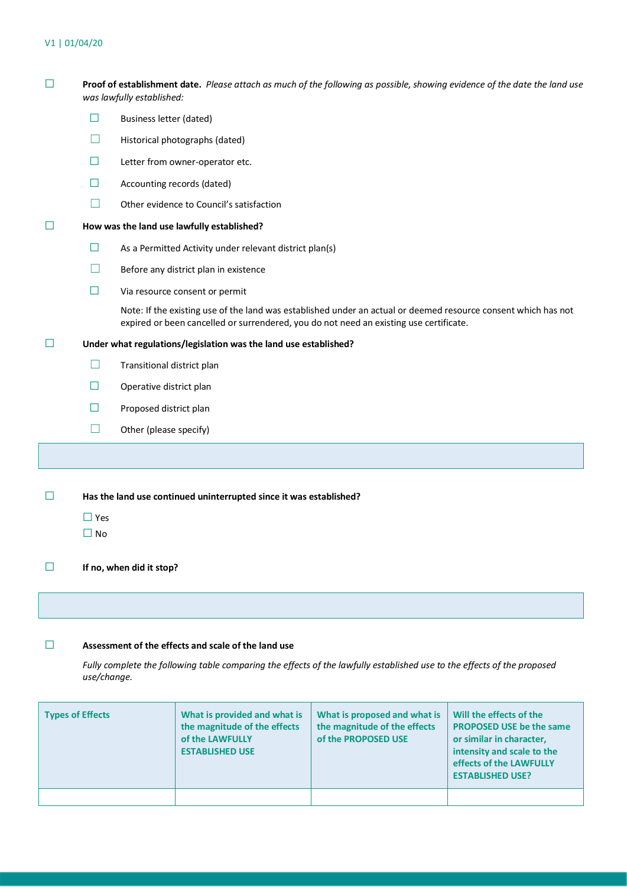☐ **Proof of establishment date.** *Please attach as much of the following as possible, showing evidence of the date the land use was lawfully established:*

- ☐ Business letter (dated)
- ☐ Historical photographs (dated)
- ☐ Letter from owner-operator etc.
- ☐ Accounting records (dated)
- ☐ Other evidence to Council's satisfaction

☐ **How was the land use lawfully established?**

- ☐ As a Permitted Activity under relevant district plan(s)
- ☐ Before any district plan in existence
- ☐ Via resource consent or permit

  Note: If the existing use of the land was established under an actual or deemed resource consent which has not expired or been cancelled or surrendered, you do not need an existing use certificate.

☐ **Under what regulations/legislation was the land use established?**

- ☐ Transitional district plan
- ☐ Operative district plan
- ☐ Proposed district plan
- ☐ Other (please specify)

| |
|---|
| |

☐ **Has the land use continued uninterrupted since it was established?**

☐ Yes
☐ No

☐ **If no, when did it stop?**

| |
|---|
| |

☐ **Assessment of the effects and scale of the land use**

*Fully complete the following table comparing the effects of the lawfully established use to the effects of the proposed use/change.*

| Types of Effects | What is provided and what is the magnitude of the effects of the LAWFULLY ESTABLISHED USE | What is proposed and what is the magnitude of the effects of the PROPOSED USE | Will the effects of the PROPOSED USE be the same or similar in character, intensity and scale to the effects of the LAWFULLY ESTABLISHED USE? |
|---|---|---|---|
| | | | |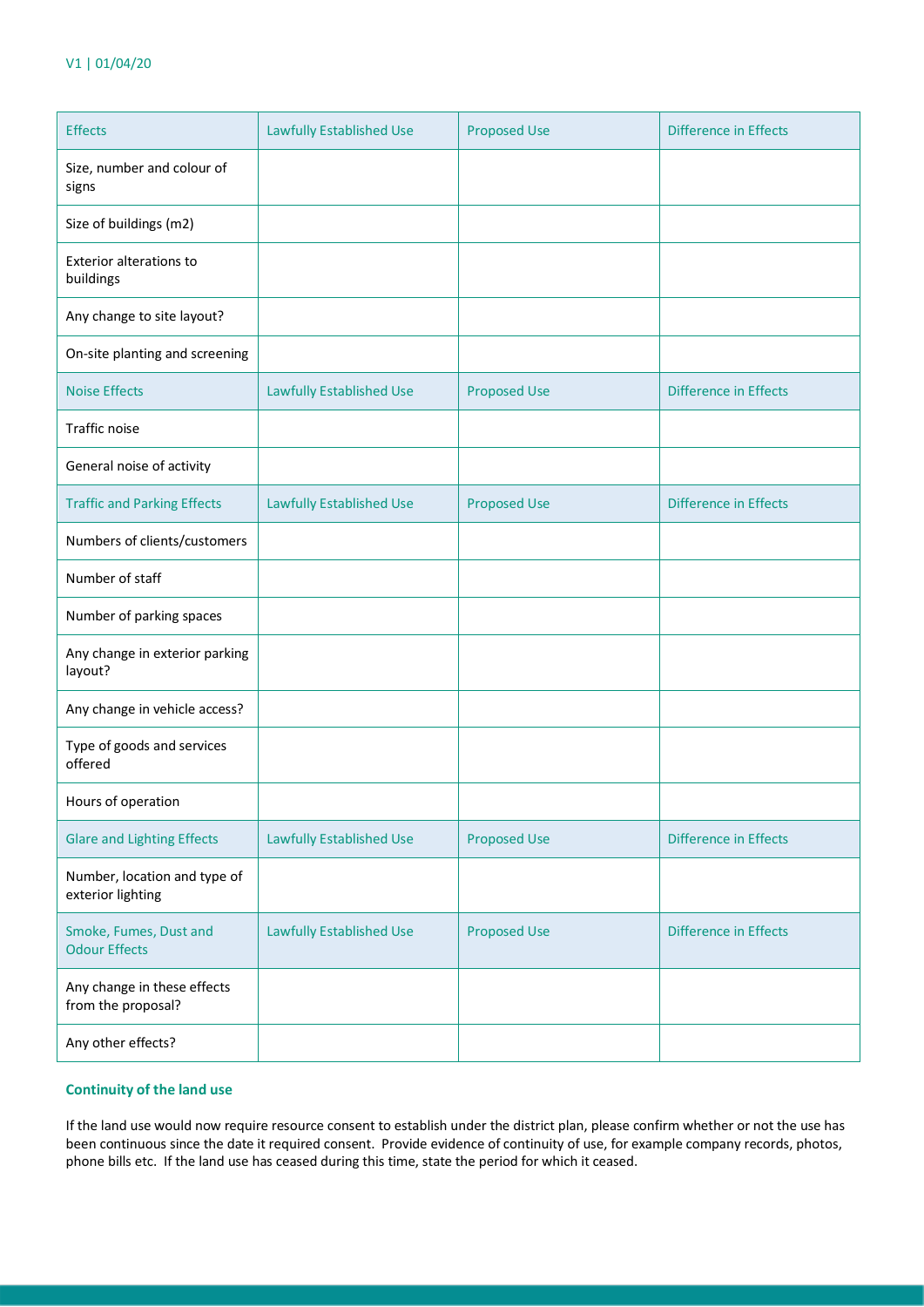| Effects | Lawfully Established Use | Proposed Use | Difference in Effects |
|---|---|---|---|
| Size, number and colour of signs | | | |
| Size of buildings (m2) | | | |
| Exterior alterations to buildings | | | |
| Any change to site layout? | | | |
| On-site planting and screening | | | |
| **Noise Effects** | **Lawfully Established Use** | **Proposed Use** | **Difference in Effects** |
| Traffic noise | | | |
| General noise of activity | | | |
| **Traffic and Parking Effects** | **Lawfully Established Use** | **Proposed Use** | **Difference in Effects** |
| Numbers of clients/customers | | | |
| Number of staff | | | |
| Number of parking spaces | | | |
| Any change in exterior parking layout? | | | |
| Any change in vehicle access? | | | |
| Type of goods and services offered | | | |
| Hours of operation | | | |
| **Glare and Lighting Effects** | **Lawfully Established Use** | **Proposed Use** | **Difference in Effects** |
| Number, location and type of exterior lighting | | | |
| **Smoke, Fumes, Dust and Odour Effects** | **Lawfully Established Use** | **Proposed Use** | **Difference in Effects** |
| Any change in these effects from the proposal? | | | |
| Any other effects? | | | |

## Continuity of the land use

If the land use would now require resource consent to establish under the district plan, please confirm whether or not the use has been continuous since the date it required consent. Provide evidence of continuity of use, for example company records, photos, phone bills etc. If the land use has ceased during this time, state the period for which it ceased.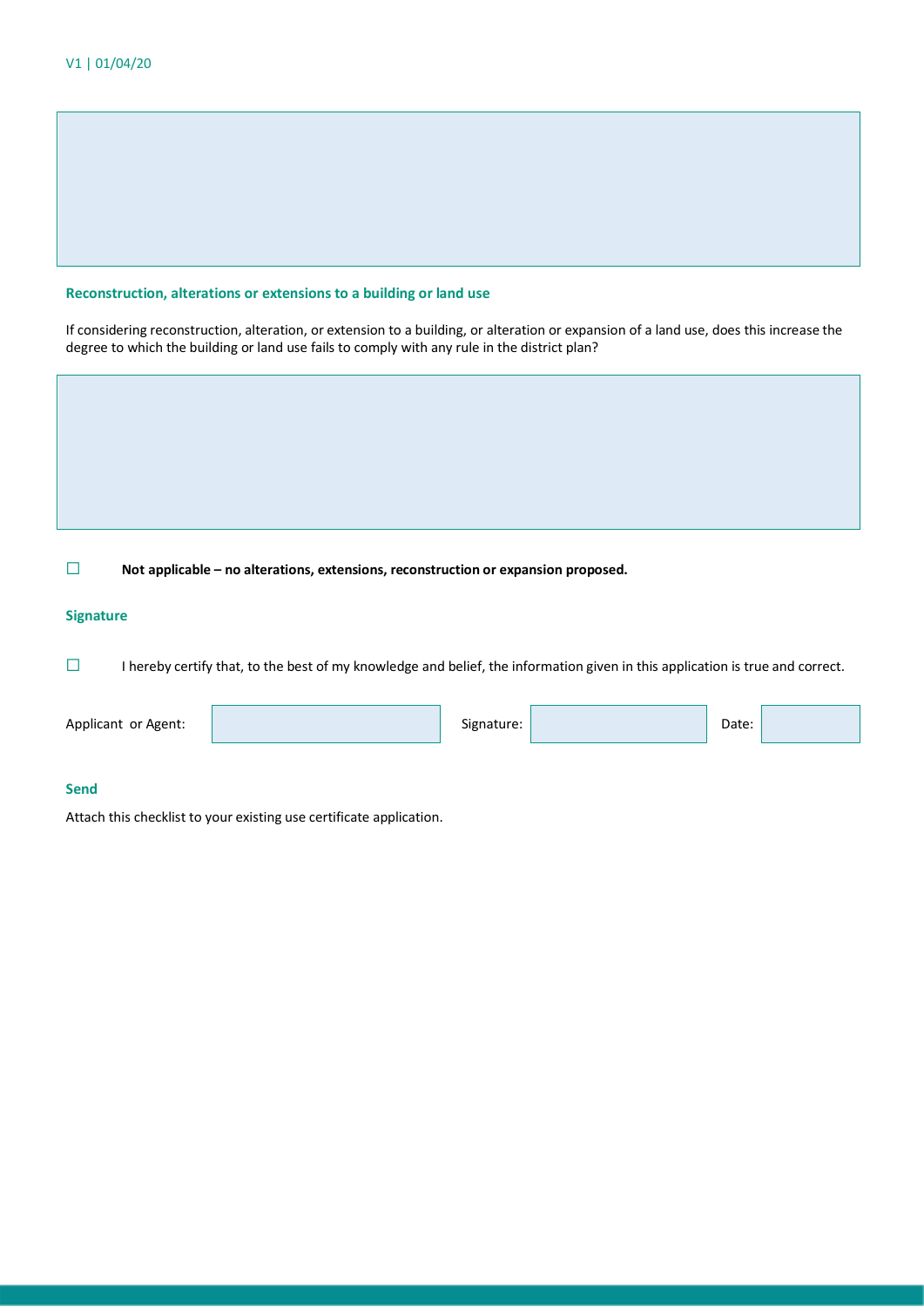### Reconstruction, alterations or extensions to a building or land use

If considering reconstruction, alteration, or extension to a building, or alteration or expansion of a land use, does this increase the degree to which the building or land use fails to comply with any rule in the district plan?

☐ **Not applicable – no alterations, extensions, reconstruction or expansion proposed.**

### Signature

☐ I hereby certify that, to the best of my knowledge and belief, the information given in this application is true and correct.

| | | | | | |
|---|---|---|---|---|---|
| Applicant or Agent: | | Signature: | | Date: | |

### Send

Attach this checklist to your existing use certificate application.